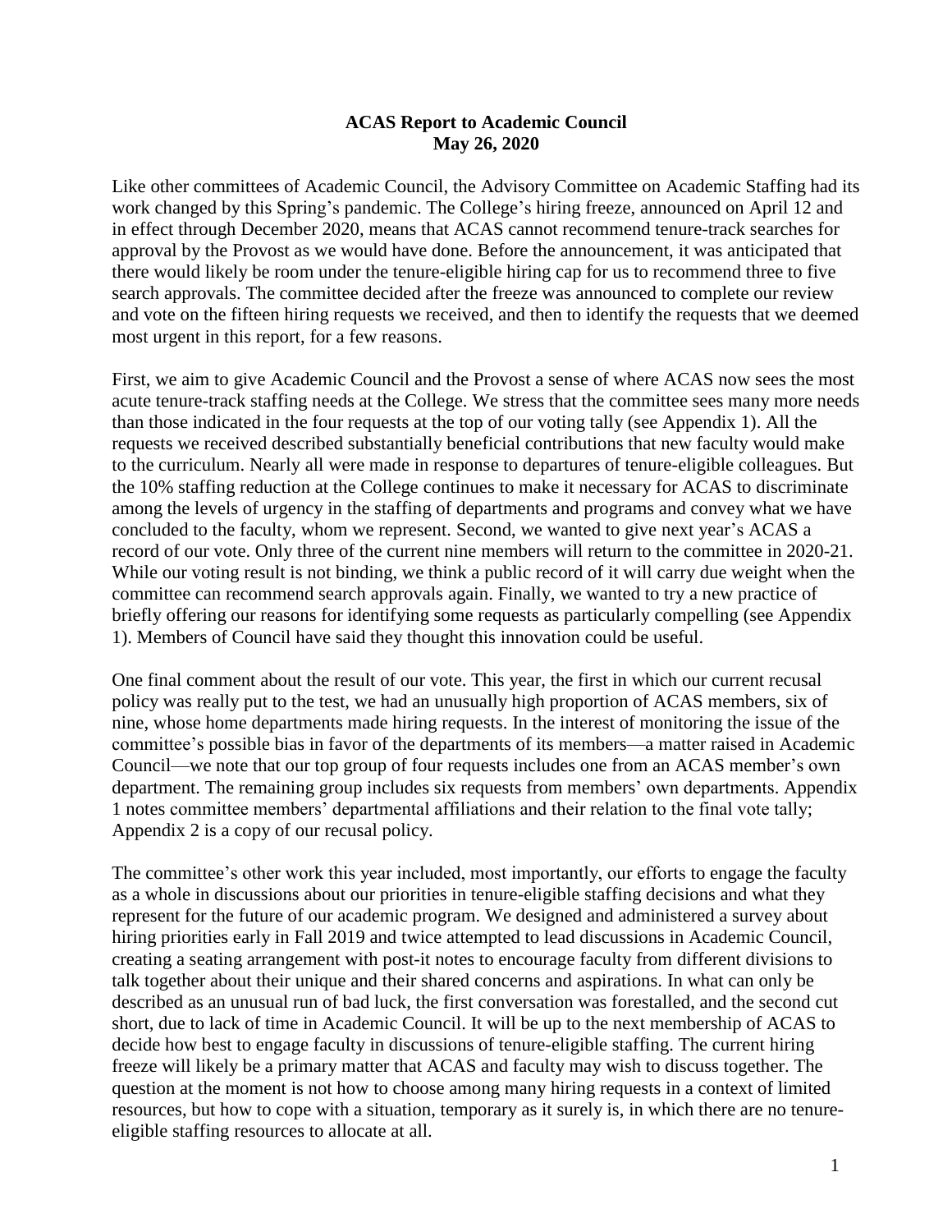**ACAS Report to Academic Council**
**May 26, 2020**

Like other committees of Academic Council, the Advisory Committee on Academic Staffing had its work changed by this Spring's pandemic. The College's hiring freeze, announced on April 12 and in effect through December 2020, means that ACAS cannot recommend tenure-track searches for approval by the Provost as we would have done. Before the announcement, it was anticipated that there would likely be room under the tenure-eligible hiring cap for us to recommend three to five search approvals. The committee decided after the freeze was announced to complete our review and vote on the fifteen hiring requests we received, and then to identify the requests that we deemed most urgent in this report, for a few reasons.

First, we aim to give Academic Council and the Provost a sense of where ACAS now sees the most acute tenure-track staffing needs at the College. We stress that the committee sees many more needs than those indicated in the four requests at the top of our voting tally (see Appendix 1). All the requests we received described substantially beneficial contributions that new faculty would make to the curriculum. Nearly all were made in response to departures of tenure-eligible colleagues. But the 10% staffing reduction at the College continues to make it necessary for ACAS to discriminate among the levels of urgency in the staffing of departments and programs and convey what we have concluded to the faculty, whom we represent. Second, we wanted to give next year's ACAS a record of our vote. Only three of the current nine members will return to the committee in 2020-21. While our voting result is not binding, we think a public record of it will carry due weight when the committee can recommend search approvals again. Finally, we wanted to try a new practice of briefly offering our reasons for identifying some requests as particularly compelling (see Appendix 1). Members of Council have said they thought this innovation could be useful.

One final comment about the result of our vote. This year, the first in which our current recusal policy was really put to the test, we had an unusually high proportion of ACAS members, six of nine, whose home departments made hiring requests. In the interest of monitoring the issue of the committee's possible bias in favor of the departments of its members—a matter raised in Academic Council—we note that our top group of four requests includes one from an ACAS member's own department. The remaining group includes six requests from members' own departments. Appendix 1 notes committee members' departmental affiliations and their relation to the final vote tally; Appendix 2 is a copy of our recusal policy.

The committee's other work this year included, most importantly, our efforts to engage the faculty as a whole in discussions about our priorities in tenure-eligible staffing decisions and what they represent for the future of our academic program. We designed and administered a survey about hiring priorities early in Fall 2019 and twice attempted to lead discussions in Academic Council, creating a seating arrangement with post-it notes to encourage faculty from different divisions to talk together about their unique and their shared concerns and aspirations. In what can only be described as an unusual run of bad luck, the first conversation was forestalled, and the second cut short, due to lack of time in Academic Council. It will be up to the next membership of ACAS to decide how best to engage faculty in discussions of tenure-eligible staffing. The current hiring freeze will likely be a primary matter that ACAS and faculty may wish to discuss together. The question at the moment is not how to choose among many hiring requests in a context of limited resources, but how to cope with a situation, temporary as it surely is, in which there are no tenure-eligible staffing resources to allocate at all.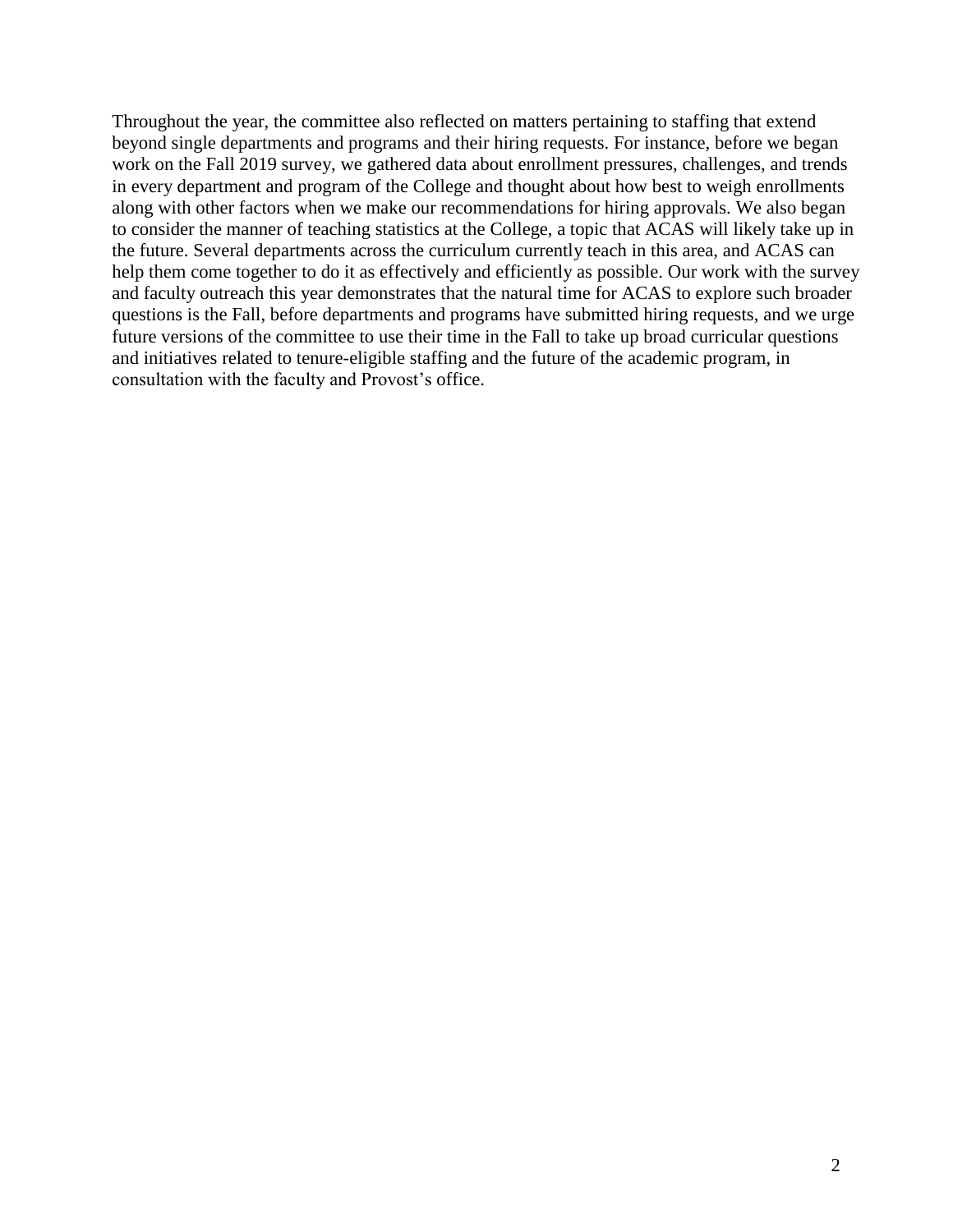Throughout the year, the committee also reflected on matters pertaining to staffing that extend beyond single departments and programs and their hiring requests. For instance, before we began work on the Fall 2019 survey, we gathered data about enrollment pressures, challenges, and trends in every department and program of the College and thought about how best to weigh enrollments along with other factors when we make our recommendations for hiring approvals. We also began to consider the manner of teaching statistics at the College, a topic that ACAS will likely take up in the future. Several departments across the curriculum currently teach in this area, and ACAS can help them come together to do it as effectively and efficiently as possible. Our work with the survey and faculty outreach this year demonstrates that the natural time for ACAS to explore such broader questions is the Fall, before departments and programs have submitted hiring requests, and we urge future versions of the committee to use their time in the Fall to take up broad curricular questions and initiatives related to tenure-eligible staffing and the future of the academic program, in consultation with the faculty and Provost's office.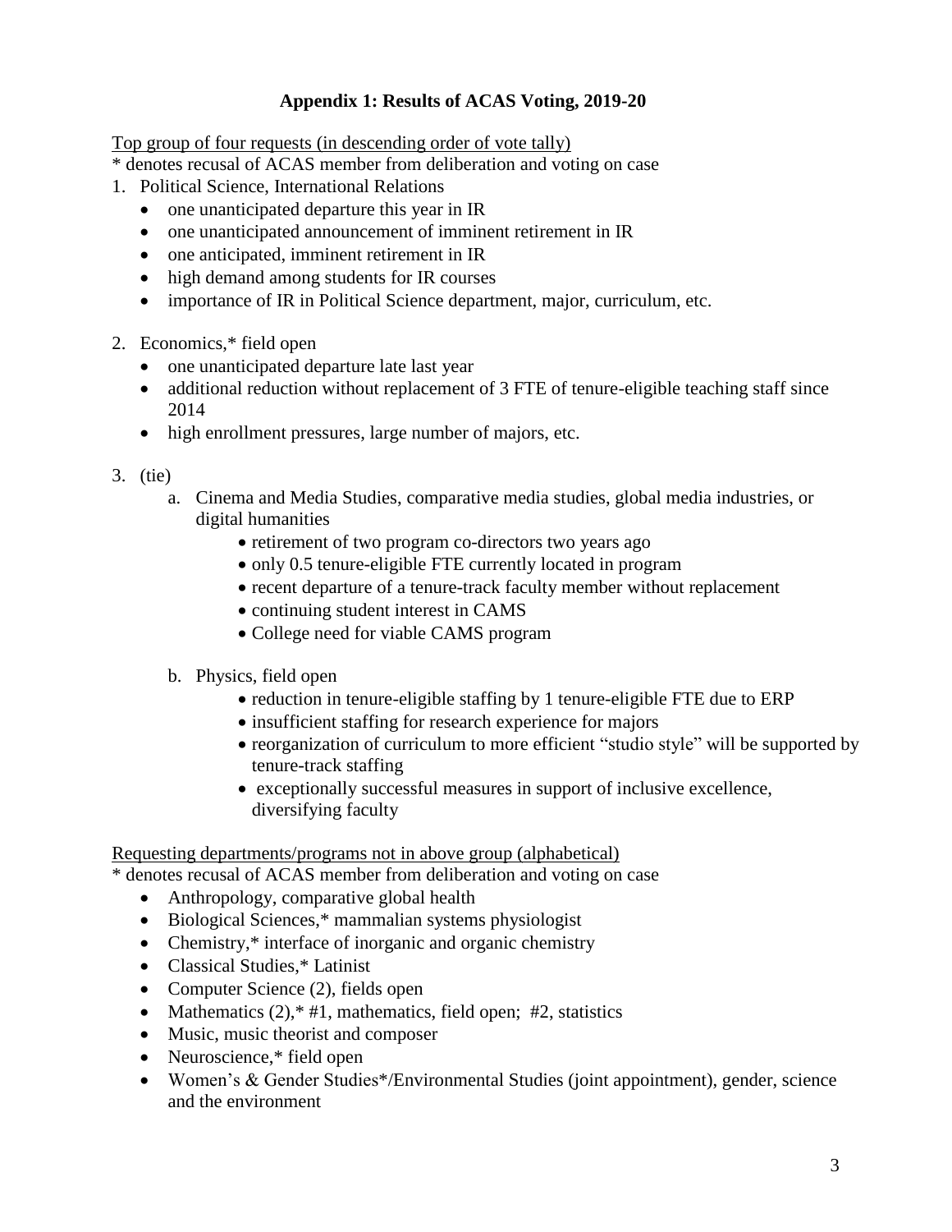## Appendix 1: Results of ACAS Voting, 2019-20

<u>Top group of four requests (in descending order of vote tally)</u>

\* denotes recusal of ACAS member from deliberation and voting on case

1. Political Science, International Relations
   - one unanticipated departure this year in IR
   - one unanticipated announcement of imminent retirement in IR
   - one anticipated, imminent retirement in IR
   - high demand among students for IR courses
   - importance of IR in Political Science department, major, curriculum, etc.

2. Economics,* field open
   - one unanticipated departure late last year
   - additional reduction without replacement of 3 FTE of tenure-eligible teaching staff since 2014
   - high enrollment pressures, large number of majors, etc.

3. (tie)
   a. Cinema and Media Studies, comparative media studies, global media industries, or digital humanities
      - retirement of two program co-directors two years ago
      - only 0.5 tenure-eligible FTE currently located in program
      - recent departure of a tenure-track faculty member without replacement
      - continuing student interest in CAMS
      - College need for viable CAMS program

   b. Physics, field open
      - reduction in tenure-eligible staffing by 1 tenure-eligible FTE due to ERP
      - insufficient staffing for research experience for majors
      - reorganization of curriculum to more efficient "studio style" will be supported by tenure-track staffing
      - exceptionally successful measures in support of inclusive excellence, diversifying faculty

<u>Requesting departments/programs not in above group (alphabetical)</u>

\* denotes recusal of ACAS member from deliberation and voting on case

- Anthropology, comparative global health
- Biological Sciences,* mammalian systems physiologist
- Chemistry,* interface of inorganic and organic chemistry
- Classical Studies,* Latinist
- Computer Science (2), fields open
- Mathematics (2),* #1, mathematics, field open; #2, statistics
- Music, music theorist and composer
- Neuroscience,* field open
- Women's & Gender Studies*/Environmental Studies (joint appointment), gender, science and the environment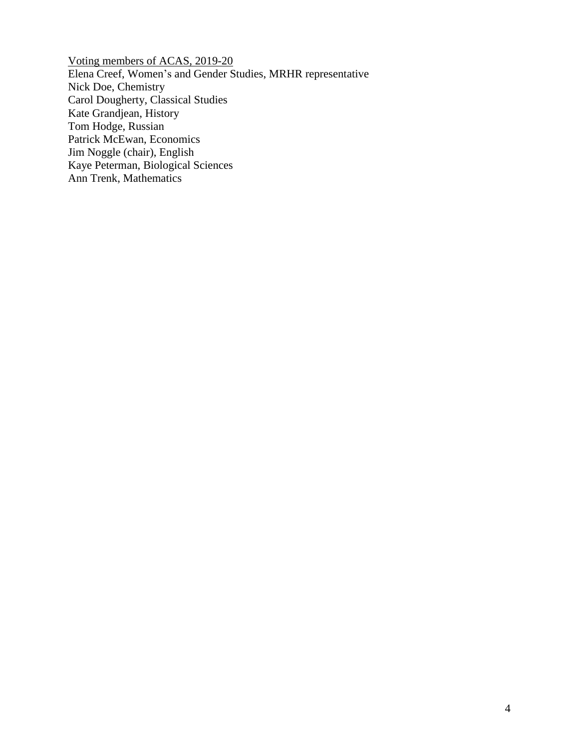Voting members of ACAS, 2019-20

Elena Creef, Women's and Gender Studies, MRHR representative
Nick Doe, Chemistry
Carol Dougherty, Classical Studies
Kate Grandjean, History
Tom Hodge, Russian
Patrick McEwan, Economics
Jim Noggle (chair), English
Kaye Peterman, Biological Sciences
Ann Trenk, Mathematics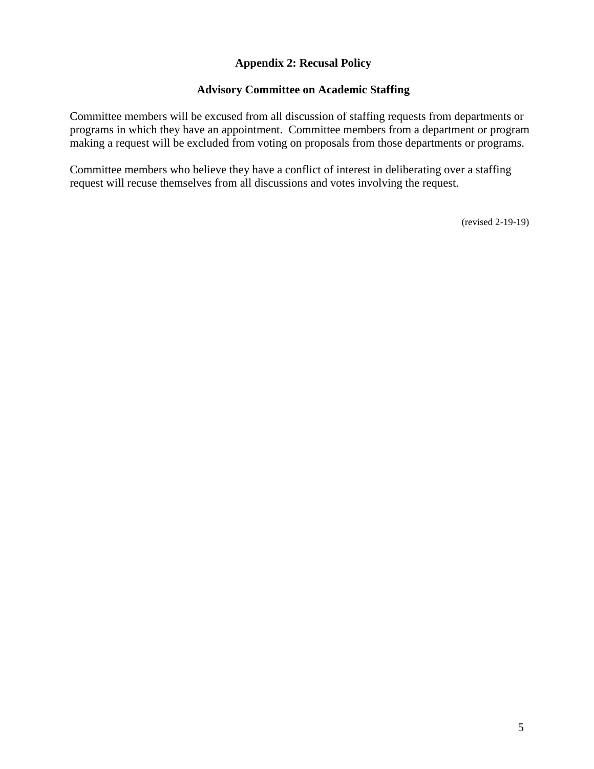## Appendix 2: Recusal Policy

### Advisory Committee on Academic Staffing

Committee members will be excused from all discussion of staffing requests from departments or programs in which they have an appointment. Committee members from a department or program making a request will be excluded from voting on proposals from those departments or programs.

Committee members who believe they have a conflict of interest in deliberating over a staffing request will recuse themselves from all discussions and votes involving the request.

(revised 2-19-19)